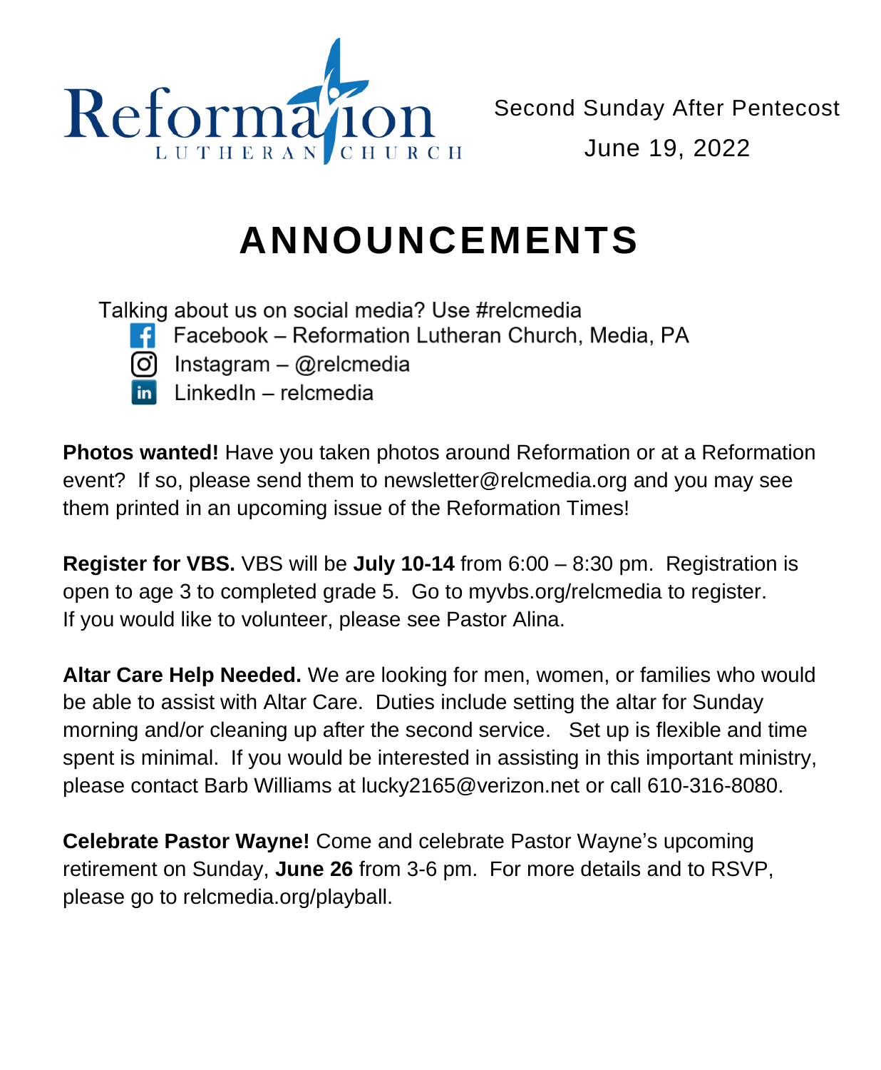Reformation LUTHERAN CHURCH

Second Sunday After Pentecost

June 19, 2022

# ANNOUNCEMENTS

Talking about us on social media? Use #relcmedia

- Facebook – Reformation Lutheran Church, Media, PA
- Instagram – @relcmedia
- LinkedIn – relcmedia

**Photos wanted!** Have you taken photos around Reformation or at a Reformation event? If so, please send them to newsletter@relcmedia.org and you may see them printed in an upcoming issue of the Reformation Times!

**Register for VBS.** VBS will be **July 10-14** from 6:00 – 8:30 pm. Registration is open to age 3 to completed grade 5. Go to myvbs.org/relcmedia to register. If you would like to volunteer, please see Pastor Alina.

**Altar Care Help Needed.** We are looking for men, women, or families who would be able to assist with Altar Care. Duties include setting the altar for Sunday morning and/or cleaning up after the second service. Set up is flexible and time spent is minimal. If you would be interested in assisting in this important ministry, please contact Barb Williams at lucky2165@verizon.net or call 610-316-8080.

**Celebrate Pastor Wayne!** Come and celebrate Pastor Wayne's upcoming retirement on Sunday, **June 26** from 3-6 pm. For more details and to RSVP, please go to relcmedia.org/playball.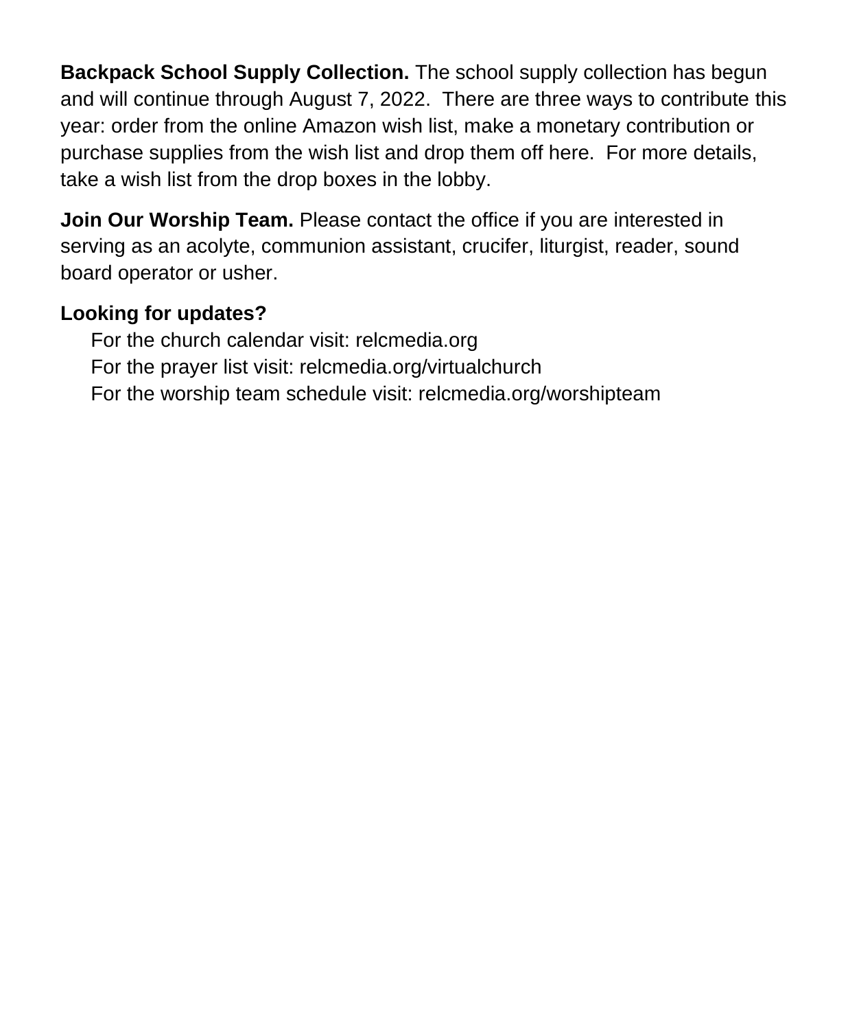**Backpack School Supply Collection.** The school supply collection has begun and will continue through August 7, 2022. There are three ways to contribute this year: order from the online Amazon wish list, make a monetary contribution or purchase supplies from the wish list and drop them off here. For more details, take a wish list from the drop boxes in the lobby.

**Join Our Worship Team.** Please contact the office if you are interested in serving as an acolyte, communion assistant, crucifer, liturgist, reader, sound board operator or usher.

**Looking for updates?**

For the church calendar visit: relcmedia.org
For the prayer list visit: relcmedia.org/virtualchurch
For the worship team schedule visit: relcmedia.org/worshipteam